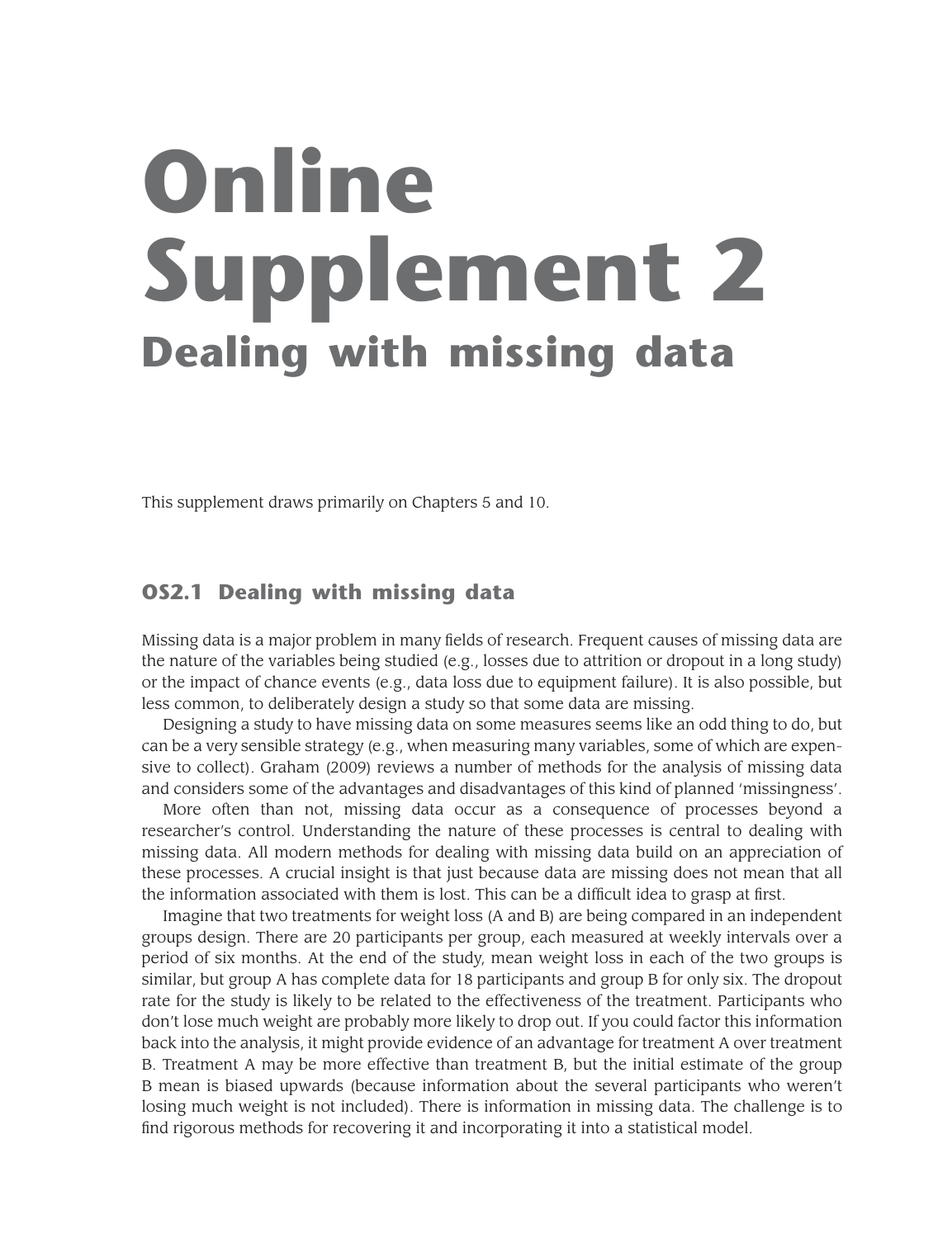# Online Supplement 2

## Dealing with missing data

This supplement draws primarily on Chapters 5 and 10.

### OS2.1 Dealing with missing data

Missing data is a major problem in many fields of research. Frequent causes of missing data are the nature of the variables being studied (e.g., losses due to attrition or dropout in a long study) or the impact of chance events (e.g., data loss due to equipment failure). It is also possible, but less common, to deliberately design a study so that some data are missing.

Designing a study to have missing data on some measures seems like an odd thing to do, but can be a very sensible strategy (e.g., when measuring many variables, some of which are expensive to collect). Graham (2009) reviews a number of methods for the analysis of missing data and considers some of the advantages and disadvantages of this kind of planned 'missingness'.

More often than not, missing data occur as a consequence of processes beyond a researcher's control. Understanding the nature of these processes is central to dealing with missing data. All modern methods for dealing with missing data build on an appreciation of these processes. A crucial insight is that just because data are missing does not mean that all the information associated with them is lost. This can be a difficult idea to grasp at first.

Imagine that two treatments for weight loss (A and B) are being compared in an independent groups design. There are 20 participants per group, each measured at weekly intervals over a period of six months. At the end of the study, mean weight loss in each of the two groups is similar, but group A has complete data for 18 participants and group B for only six. The dropout rate for the study is likely to be related to the effectiveness of the treatment. Participants who don't lose much weight are probably more likely to drop out. If you could factor this information back into the analysis, it might provide evidence of an advantage for treatment A over treatment B. Treatment A may be more effective than treatment B, but the initial estimate of the group B mean is biased upwards (because information about the several participants who weren't losing much weight is not included). There is information in missing data. The challenge is to find rigorous methods for recovering it and incorporating it into a statistical model.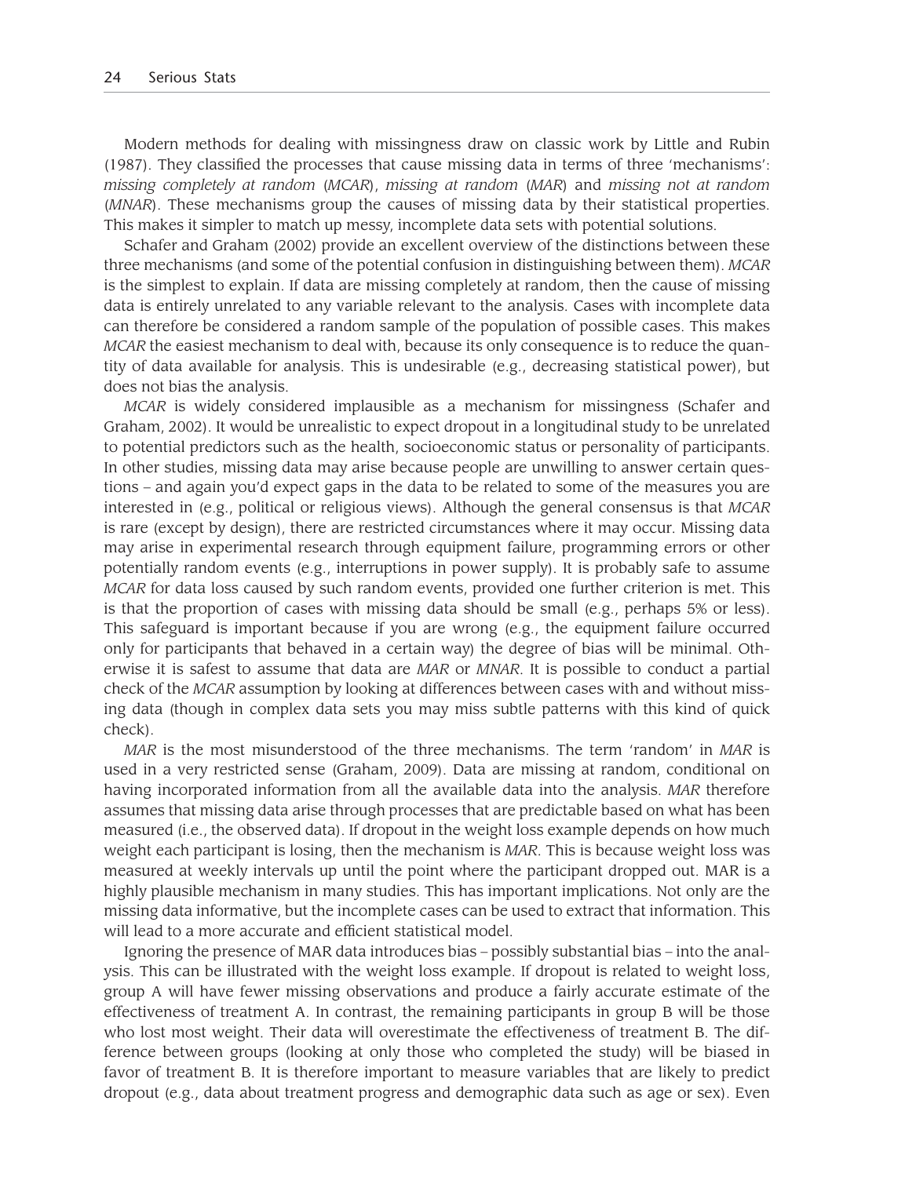Modern methods for dealing with missingness draw on classic work by Little and Rubin (1987). They classified the processes that cause missing data in terms of three 'mechanisms': *missing completely at random* (*MCAR*), *missing at random* (*MAR*) and *missing not at random* (*MNAR*). These mechanisms group the causes of missing data by their statistical properties. This makes it simpler to match up messy, incomplete data sets with potential solutions.

Schafer and Graham (2002) provide an excellent overview of the distinctions between these three mechanisms (and some of the potential confusion in distinguishing between them). *MCAR* is the simplest to explain. If data are missing completely at random, then the cause of missing data is entirely unrelated to any variable relevant to the analysis. Cases with incomplete data can therefore be considered a random sample of the population of possible cases. This makes *MCAR* the easiest mechanism to deal with, because its only consequence is to reduce the quantity of data available for analysis. This is undesirable (e.g., decreasing statistical power), but does not bias the analysis.

*MCAR* is widely considered implausible as a mechanism for missingness (Schafer and Graham, 2002). It would be unrealistic to expect dropout in a longitudinal study to be unrelated to potential predictors such as the health, socioeconomic status or personality of participants. In other studies, missing data may arise because people are unwilling to answer certain questions – and again you'd expect gaps in the data to be related to some of the measures you are interested in (e.g., political or religious views). Although the general consensus is that *MCAR* is rare (except by design), there are restricted circumstances where it may occur. Missing data may arise in experimental research through equipment failure, programming errors or other potentially random events (e.g., interruptions in power supply). It is probably safe to assume *MCAR* for data loss caused by such random events, provided one further criterion is met. This is that the proportion of cases with missing data should be small (e.g., perhaps 5% or less). This safeguard is important because if you are wrong (e.g., the equipment failure occurred only for participants that behaved in a certain way) the degree of bias will be minimal. Otherwise it is safest to assume that data are *MAR* or *MNAR*. It is possible to conduct a partial check of the *MCAR* assumption by looking at differences between cases with and without missing data (though in complex data sets you may miss subtle patterns with this kind of quick check).

*MAR* is the most misunderstood of the three mechanisms. The term 'random' in *MAR* is used in a very restricted sense (Graham, 2009). Data are missing at random, conditional on having incorporated information from all the available data into the analysis. *MAR* therefore assumes that missing data arise through processes that are predictable based on what has been measured (i.e., the observed data). If dropout in the weight loss example depends on how much weight each participant is losing, then the mechanism is *MAR*. This is because weight loss was measured at weekly intervals up until the point where the participant dropped out. MAR is a highly plausible mechanism in many studies. This has important implications. Not only are the missing data informative, but the incomplete cases can be used to extract that information. This will lead to a more accurate and efficient statistical model.

Ignoring the presence of MAR data introduces bias – possibly substantial bias – into the analysis. This can be illustrated with the weight loss example. If dropout is related to weight loss, group A will have fewer missing observations and produce a fairly accurate estimate of the effectiveness of treatment A. In contrast, the remaining participants in group B will be those who lost most weight. Their data will overestimate the effectiveness of treatment B. The difference between groups (looking at only those who completed the study) will be biased in favor of treatment B. It is therefore important to measure variables that are likely to predict dropout (e.g., data about treatment progress and demographic data such as age or sex). Even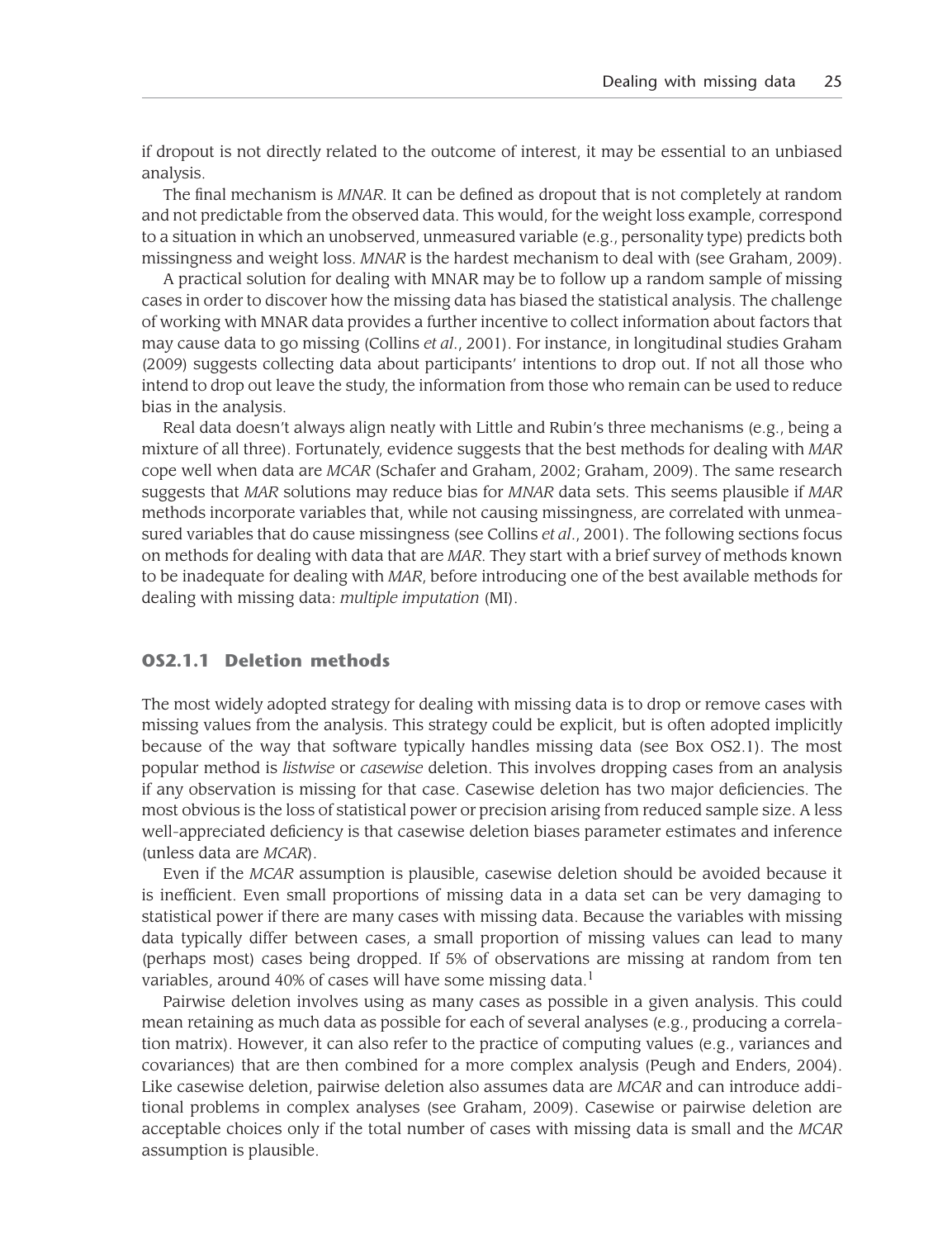if dropout is not directly related to the outcome of interest, it may be essential to an unbiased analysis.

The final mechanism is *MNAR*. It can be defined as dropout that is not completely at random and not predictable from the observed data. This would, for the weight loss example, correspond to a situation in which an unobserved, unmeasured variable (e.g., personality type) predicts both missingness and weight loss. *MNAR* is the hardest mechanism to deal with (see Graham, 2009).

A practical solution for dealing with MNAR may be to follow up a random sample of missing cases in order to discover how the missing data has biased the statistical analysis. The challenge of working with MNAR data provides a further incentive to collect information about factors that may cause data to go missing (Collins *et al*., 2001). For instance, in longitudinal studies Graham (2009) suggests collecting data about participants' intentions to drop out. If not all those who intend to drop out leave the study, the information from those who remain can be used to reduce bias in the analysis.

Real data doesn't always align neatly with Little and Rubin's three mechanisms (e.g., being a mixture of all three). Fortunately, evidence suggests that the best methods for dealing with *MAR* cope well when data are *MCAR* (Schafer and Graham, 2002; Graham, 2009). The same research suggests that *MAR* solutions may reduce bias for *MNAR* data sets. This seems plausible if *MAR* methods incorporate variables that, while not causing missingness, are correlated with unmeasured variables that do cause missingness (see Collins *et al*., 2001). The following sections focus on methods for dealing with data that are *MAR*. They start with a brief survey of methods known to be inadequate for dealing with *MAR*, before introducing one of the best available methods for dealing with missing data: *multiple imputation* (MI).

### OS2.1.1 Deletion methods

The most widely adopted strategy for dealing with missing data is to drop or remove cases with missing values from the analysis. This strategy could be explicit, but is often adopted implicitly because of the way that software typically handles missing data (see Box OS2.1). The most popular method is *listwise* or *casewise* deletion. This involves dropping cases from an analysis if any observation is missing for that case. Casewise deletion has two major deficiencies. The most obvious is the loss of statistical power or precision arising from reduced sample size. A less well-appreciated deficiency is that casewise deletion biases parameter estimates and inference (unless data are *MCAR*).

Even if the *MCAR* assumption is plausible, casewise deletion should be avoided because it is inefficient. Even small proportions of missing data in a data set can be very damaging to statistical power if there are many cases with missing data. Because the variables with missing data typically differ between cases, a small proportion of missing values can lead to many (perhaps most) cases being dropped. If 5% of observations are missing at random from ten variables, around 40% of cases will have some missing data.[1]

Pairwise deletion involves using as many cases as possible in a given analysis. This could mean retaining as much data as possible for each of several analyses (e.g., producing a correlation matrix). However, it can also refer to the practice of computing values (e.g., variances and covariances) that are then combined for a more complex analysis (Peugh and Enders, 2004). Like casewise deletion, pairwise deletion also assumes data are *MCAR* and can introduce additional problems in complex analyses (see Graham, 2009). Casewise or pairwise deletion are acceptable choices only if the total number of cases with missing data is small and the *MCAR* assumption is plausible.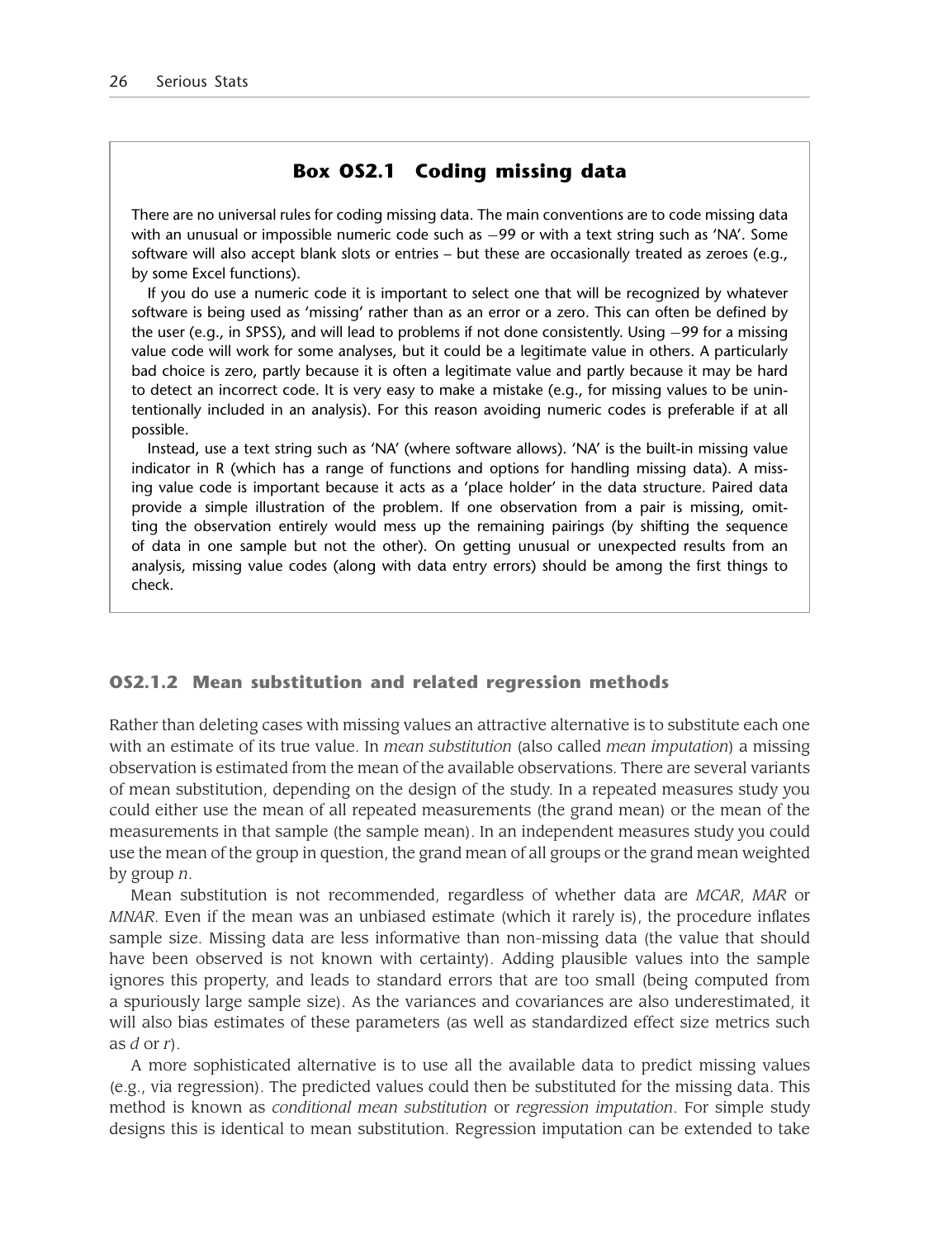### Box OS2.1 Coding missing data

There are no universal rules for coding missing data. The main conventions are to code missing data with an unusual or impossible numeric code such as −99 or with a text string such as 'NA'. Some software will also accept blank slots or entries – but these are occasionally treated as zeroes (e.g., by some Excel functions).

If you do use a numeric code it is important to select one that will be recognized by whatever software is being used as 'missing' rather than as an error or a zero. This can often be defined by the user (e.g., in SPSS), and will lead to problems if not done consistently. Using −99 for a missing value code will work for some analyses, but it could be a legitimate value in others. A particularly bad choice is zero, partly because it is often a legitimate value and partly because it may be hard to detect an incorrect code. It is very easy to make a mistake (e.g., for missing values to be unintentionally included in an analysis). For this reason avoiding numeric codes is preferable if at all possible.

Instead, use a text string such as 'NA' (where software allows). 'NA' is the built-in missing value indicator in R (which has a range of functions and options for handling missing data). A missing value code is important because it acts as a 'place holder' in the data structure. Paired data provide a simple illustration of the problem. If one observation from a pair is missing, omitting the observation entirely would mess up the remaining pairings (by shifting the sequence of data in one sample but not the other). On getting unusual or unexpected results from an analysis, missing value codes (along with data entry errors) should be among the first things to check.

### OS2.1.2 Mean substitution and related regression methods

Rather than deleting cases with missing values an attractive alternative is to substitute each one with an estimate of its true value. In *mean substitution* (also called *mean imputation*) a missing observation is estimated from the mean of the available observations. There are several variants of mean substitution, depending on the design of the study. In a repeated measures study you could either use the mean of all repeated measurements (the grand mean) or the mean of the measurements in that sample (the sample mean). In an independent measures study you could use the mean of the group in question, the grand mean of all groups or the grand mean weighted by group $n$.

Mean substitution is not recommended, regardless of whether data are *MCAR*, *MAR* or *MNAR*. Even if the mean was an unbiased estimate (which it rarely is), the procedure inflates sample size. Missing data are less informative than non-missing data (the value that should have been observed is not known with certainty). Adding plausible values into the sample ignores this property, and leads to standard errors that are too small (being computed from a spuriously large sample size). As the variances and covariances are also underestimated, it will also bias estimates of these parameters (as well as standardized effect size metrics such as $d$ or $r$).

A more sophisticated alternative is to use all the available data to predict missing values (e.g., via regression). The predicted values could then be substituted for the missing data. This method is known as *conditional mean substitution* or *regression imputation*. For simple study designs this is identical to mean substitution. Regression imputation can be extended to take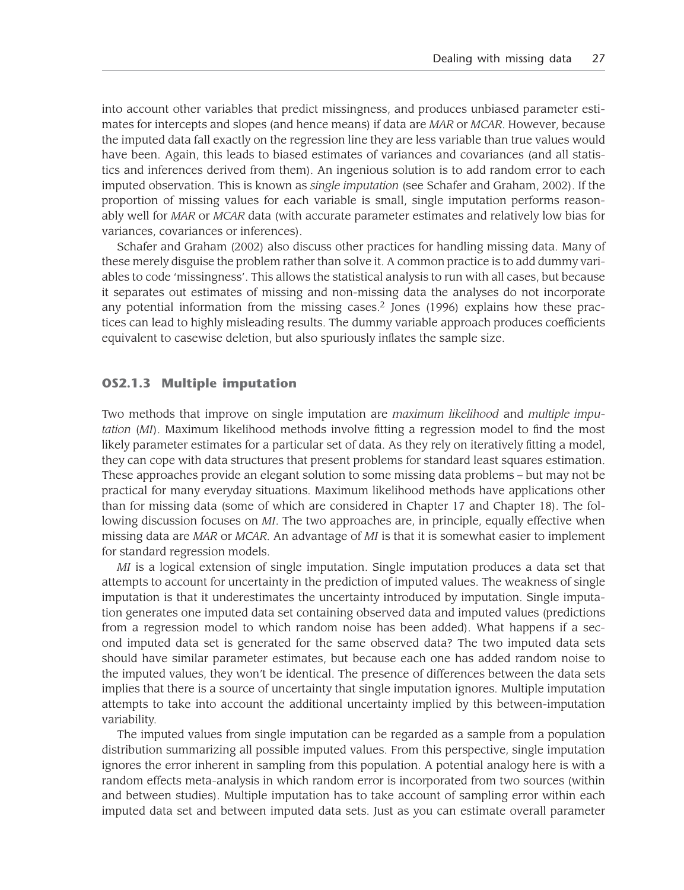into account other variables that predict missingness, and produces unbiased parameter estimates for intercepts and slopes (and hence means) if data are *MAR* or *MCAR*. However, because the imputed data fall exactly on the regression line they are less variable than true values would have been. Again, this leads to biased estimates of variances and covariances (and all statistics and inferences derived from them). An ingenious solution is to add random error to each imputed observation. This is known as *single imputation* (see Schafer and Graham, 2002). If the proportion of missing values for each variable is small, single imputation performs reasonably well for *MAR* or *MCAR* data (with accurate parameter estimates and relatively low bias for variances, covariances or inferences).

Schafer and Graham (2002) also discuss other practices for handling missing data. Many of these merely disguise the problem rather than solve it. A common practice is to add dummy variables to code 'missingness'. This allows the statistical analysis to run with all cases, but because it separates out estimates of missing and non-missing data the analyses do not incorporate any potential information from the missing cases.[2] Jones (1996) explains how these practices can lead to highly misleading results. The dummy variable approach produces coefficients equivalent to casewise deletion, but also spuriously inflates the sample size.

### OS2.1.3 Multiple imputation

Two methods that improve on single imputation are *maximum likelihood* and *multiple imputation* (*MI*). Maximum likelihood methods involve fitting a regression model to find the most likely parameter estimates for a particular set of data. As they rely on iteratively fitting a model, they can cope with data structures that present problems for standard least squares estimation. These approaches provide an elegant solution to some missing data problems – but may not be practical for many everyday situations. Maximum likelihood methods have applications other than for missing data (some of which are considered in Chapter 17 and Chapter 18). The following discussion focuses on *MI*. The two approaches are, in principle, equally effective when missing data are *MAR* or *MCAR*. An advantage of *MI* is that it is somewhat easier to implement for standard regression models.

*MI* is a logical extension of single imputation. Single imputation produces a data set that attempts to account for uncertainty in the prediction of imputed values. The weakness of single imputation is that it underestimates the uncertainty introduced by imputation. Single imputation generates one imputed data set containing observed data and imputed values (predictions from a regression model to which random noise has been added). What happens if a second imputed data set is generated for the same observed data? The two imputed data sets should have similar parameter estimates, but because each one has added random noise to the imputed values, they won't be identical. The presence of differences between the data sets implies that there is a source of uncertainty that single imputation ignores. Multiple imputation attempts to take into account the additional uncertainty implied by this between-imputation variability.

The imputed values from single imputation can be regarded as a sample from a population distribution summarizing all possible imputed values. From this perspective, single imputation ignores the error inherent in sampling from this population. A potential analogy here is with a random effects meta-analysis in which random error is incorporated from two sources (within and between studies). Multiple imputation has to take account of sampling error within each imputed data set and between imputed data sets. Just as you can estimate overall parameter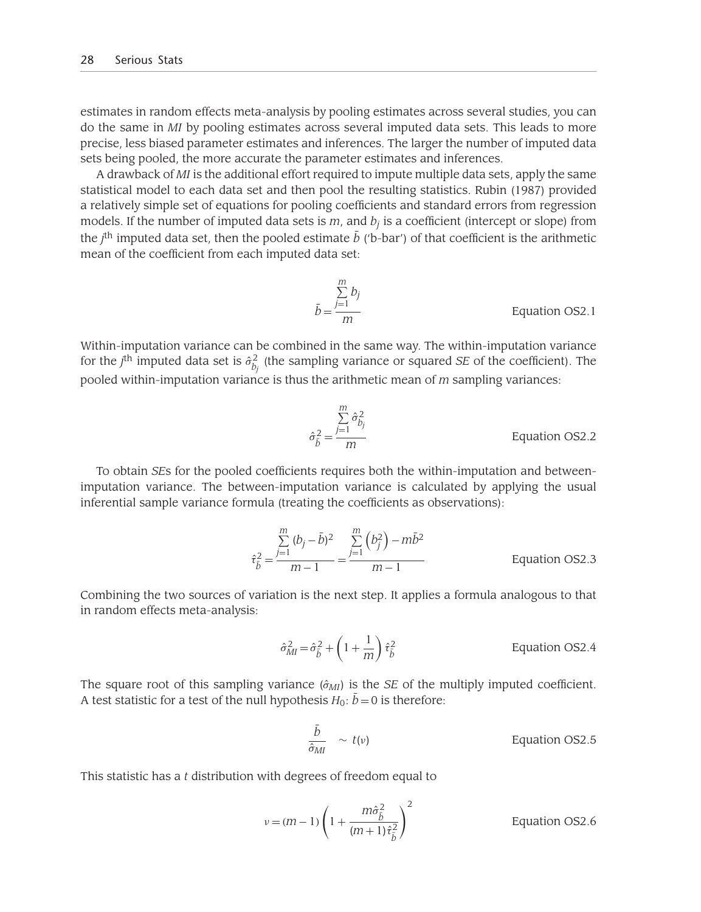estimates in random effects meta-analysis by pooling estimates across several studies, you can do the same in *MI* by pooling estimates across several imputed data sets. This leads to more precise, less biased parameter estimates and inferences. The larger the number of imputed data sets being pooled, the more accurate the parameter estimates and inferences.

A drawback of *MI* is the additional effort required to impute multiple data sets, apply the same statistical model to each data set and then pool the resulting statistics. Rubin (1987) provided a relatively simple set of equations for pooling coefficients and standard errors from regression models. If the number of imputed data sets is $m$, and $b_j$ is a coefficient (intercept or slope) from the $j^{\text{th}}$ imputed data set, then the pooled estimate $\bar{b}$ ('b-bar') of that coefficient is the arithmetic mean of the coefficient from each imputed data set:

$$\bar{b} = \frac{\sum_{j=1}^{m} b_j}{m} \qquad \text{Equation OS2.1}$$

Within-imputation variance can be combined in the same way. The within-imputation variance for the $j^{\text{th}}$ imputed data set is $\hat{\sigma}^2_{b_j}$ (the sampling variance or squared *SE* of the coefficient). The pooled within-imputation variance is thus the arithmetic mean of $m$ sampling variances:

$$\hat{\sigma}^2_{\bar{b}} = \frac{\sum_{j=1}^{m} \hat{\sigma}^2_{b_j}}{m} \qquad \text{Equation OS2.2}$$

To obtain *SE*s for the pooled coefficients requires both the within-imputation and between-imputation variance. The between-imputation variance is calculated by applying the usual inferential sample variance formula (treating the coefficients as observations):

$$\hat{\tau}^2_{\bar{b}} = \frac{\sum_{j=1}^{m} (b_j - \bar{b})^2}{m-1} = \frac{\sum_{j=1}^{m} \left(b_j^2\right) - m\bar{b}^2}{m-1} \qquad \text{Equation OS2.3}$$

Combining the two sources of variation is the next step. It applies a formula analogous to that in random effects meta-analysis:

$$\hat{\sigma}^2_{MI} = \hat{\sigma}^2_{\bar{b}} + \left(1 + \frac{1}{m}\right)\hat{\tau}^2_{\bar{b}} \qquad \text{Equation OS2.4}$$

The square root of this sampling variance ($\hat{\sigma}_{MI}$) is the *SE* of the multiply imputed coefficient. A test statistic for a test of the null hypothesis $H_0$: $\bar{b} = 0$ is therefore:

$$\frac{\bar{b}}{\hat{\sigma}_{MI}} \sim t(\nu) \qquad \text{Equation OS2.5}$$

This statistic has a $t$ distribution with degrees of freedom equal to

$$\nu = (m-1)\left(1 + \frac{m\hat{\sigma}^2_{\bar{b}}}{(m+1)\hat{\tau}^2_{\bar{b}}}\right)^2 \qquad \text{Equation OS2.6}$$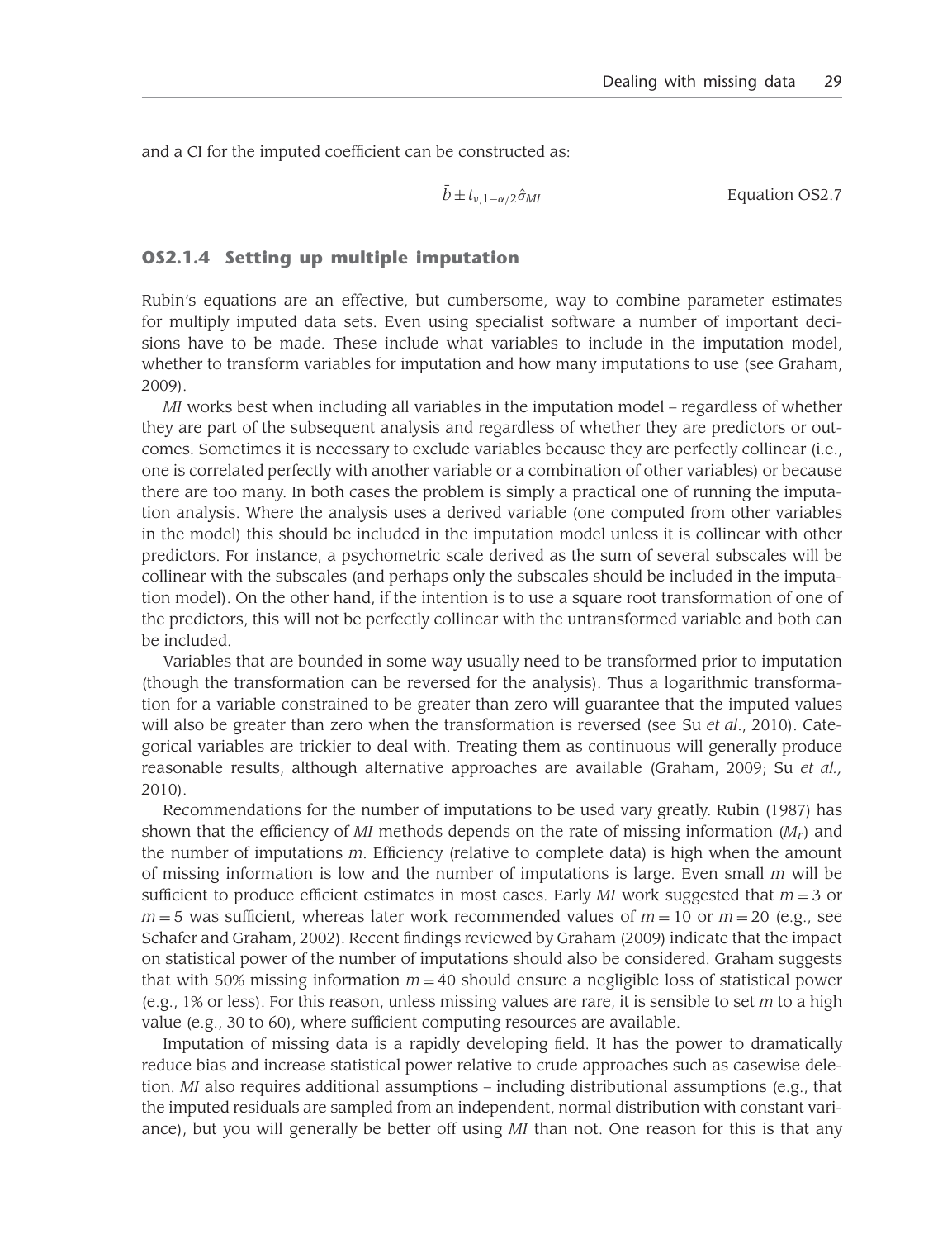and a CI for the imputed coefficient can be constructed as:

$$\bar{b} \pm t_{\nu,1-\alpha/2}\hat{\sigma}_{MI} \qquad \text{Equation OS2.7}$$

### OS2.1.4 Setting up multiple imputation

Rubin's equations are an effective, but cumbersome, way to combine parameter estimates for multiply imputed data sets. Even using specialist software a number of important decisions have to be made. These include what variables to include in the imputation model, whether to transform variables for imputation and how many imputations to use (see Graham, 2009).

*MI* works best when including all variables in the imputation model – regardless of whether they are part of the subsequent analysis and regardless of whether they are predictors or outcomes. Sometimes it is necessary to exclude variables because they are perfectly collinear (i.e., one is correlated perfectly with another variable or a combination of other variables) or because there are too many. In both cases the problem is simply a practical one of running the imputation analysis. Where the analysis uses a derived variable (one computed from other variables in the model) this should be included in the imputation model unless it is collinear with other predictors. For instance, a psychometric scale derived as the sum of several subscales will be collinear with the subscales (and perhaps only the subscales should be included in the imputation model). On the other hand, if the intention is to use a square root transformation of one of the predictors, this will not be perfectly collinear with the untransformed variable and both can be included.

Variables that are bounded in some way usually need to be transformed prior to imputation (though the transformation can be reversed for the analysis). Thus a logarithmic transformation for a variable constrained to be greater than zero will guarantee that the imputed values will also be greater than zero when the transformation is reversed (see Su *et al*., 2010). Categorical variables are trickier to deal with. Treating them as continuous will generally produce reasonable results, although alternative approaches are available (Graham, 2009; Su *et al.,* 2010).

Recommendations for the number of imputations to be used vary greatly. Rubin (1987) has shown that the efficiency of *MI* methods depends on the rate of missing information ($M_r$) and the number of imputations $m$. Efficiency (relative to complete data) is high when the amount of missing information is low and the number of imputations is large. Even small $m$ will be sufficient to produce efficient estimates in most cases. Early *MI* work suggested that $m = 3$ or $m = 5$ was sufficient, whereas later work recommended values of $m = 10$ or $m = 20$ (e.g., see Schafer and Graham, 2002). Recent findings reviewed by Graham (2009) indicate that the impact on statistical power of the number of imputations should also be considered. Graham suggests that with 50% missing information $m = 40$ should ensure a negligible loss of statistical power (e.g., 1% or less). For this reason, unless missing values are rare, it is sensible to set $m$ to a high value (e.g., 30 to 60), where sufficient computing resources are available.

Imputation of missing data is a rapidly developing field. It has the power to dramatically reduce bias and increase statistical power relative to crude approaches such as casewise deletion. *MI* also requires additional assumptions – including distributional assumptions (e.g., that the imputed residuals are sampled from an independent, normal distribution with constant variance), but you will generally be better off using *MI* than not. One reason for this is that any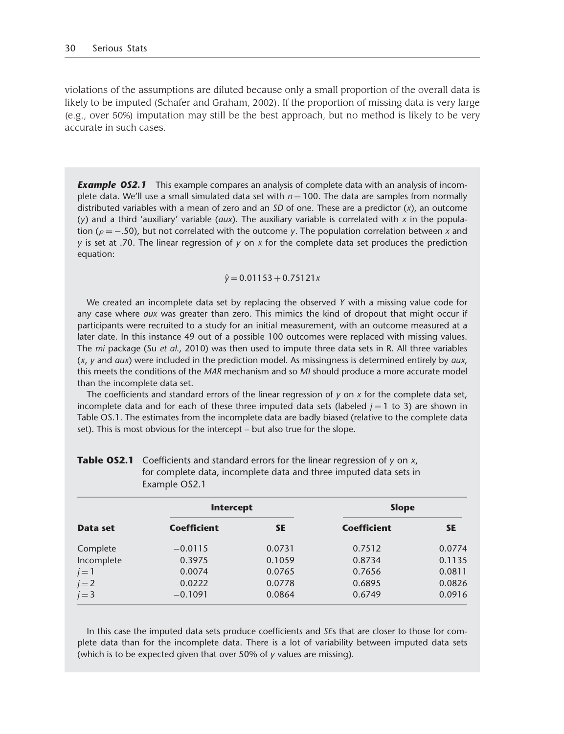violations of the assumptions are diluted because only a small proportion of the overall data is likely to be imputed (Schafer and Graham, 2002). If the proportion of missing data is very large (e.g., over 50%) imputation may still be the best approach, but no method is likely to be very accurate in such cases.

***Example OS2.1*** This example compares an analysis of complete data with an analysis of incomplete data. We'll use a small simulated data set with $n = 100$. The data are samples from normally distributed variables with a mean of zero and an *SD* of one. These are a predictor ($x$), an outcome ($y$) and a third 'auxiliary' variable (*aux*). The auxiliary variable is correlated with $x$ in the population ($\rho = -.50$), but not correlated with the outcome $y$. The population correlation between $x$ and $y$ is set at .70. The linear regression of $y$ on $x$ for the complete data set produces the prediction equation:

$$\hat{y} = 0.01153 + 0.75121x$$

We created an incomplete data set by replacing the observed $Y$ with a missing value code for any case where *aux* was greater than zero. This mimics the kind of dropout that might occur if participants were recruited to a study for an initial measurement, with an outcome measured at a later date. In this instance 49 out of a possible 100 outcomes were replaced with missing values. The *mi* package (Su *et al.*, 2010) was then used to impute three data sets in R. All three variables ($x$, $y$ and *aux*) were included in the prediction model. As missingness is determined entirely by *aux*, this meets the conditions of the *MAR* mechanism and so *MI* should produce a more accurate model than the incomplete data set.

The coefficients and standard errors of the linear regression of $y$ on $x$ for the complete data set, incomplete data and for each of these three imputed data sets (labeled $j = 1$ to 3) are shown in Table OS.1. The estimates from the incomplete data are badly biased (relative to the complete data set). This is most obvious for the intercept – but also true for the slope.

**Table OS2.1** Coefficients and standard errors for the linear regression of $y$ on $x$, for complete data, incomplete data and three imputed data sets in Example OS2.1

| | **Intercept** | | **Slope** | |
|---|---|---|---|---|
| **Data set** | **Coefficient** | **SE** | **Coefficient** | **SE** |
| Complete | −0.0115 | 0.0731 | 0.7512 | 0.0774 |
| Incomplete | 0.3975 | 0.1059 | 0.8734 | 0.1135 |
| $j = 1$ | 0.0074 | 0.0765 | 0.7656 | 0.0811 |
| $j = 2$ | −0.0222 | 0.0778 | 0.6895 | 0.0826 |
| $j = 3$ | −0.1091 | 0.0864 | 0.6749 | 0.0916 |

In this case the imputed data sets produce coefficients and *SE*s that are closer to those for complete data than for the incomplete data. There is a lot of variability between imputed data sets (which is to be expected given that over 50% of $y$ values are missing).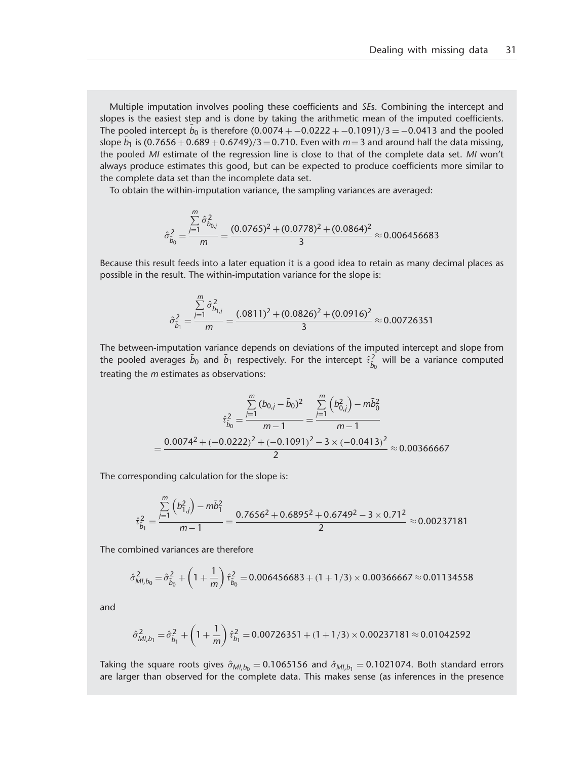Multiple imputation involves pooling these coefficients and *SE*s. Combining the intercept and slopes is the easiest step and is done by taking the arithmetic mean of the imputed coefficients. The pooled intercept $\bar{b}_0$ is therefore $(0.0074 + -0.0222 + -0.1091)/3 = -0.0413$ and the pooled slope $\bar{b}_1$ is $(0.7656 + 0.689 + 0.6749)/3 = 0.710$. Even with $m = 3$ and around half the data missing, the pooled *MI* estimate of the regression line is close to that of the complete data set. *MI* won't always produce estimates this good, but can be expected to produce coefficients more similar to the complete data set than the incomplete data set.

To obtain the within-imputation variance, the sampling variances are averaged:

$$\hat{\sigma}^2_{\bar{b}_0} = \frac{\sum_{j=1}^{m} \hat{\sigma}^2_{b_{0,j}}}{m} = \frac{(0.0765)^2 + (0.0778)^2 + (0.0864)^2}{3} \approx 0.006456683$$

Because this result feeds into a later equation it is a good idea to retain as many decimal places as possible in the result. The within-imputation variance for the slope is:

$$\hat{\sigma}^2_{\bar{b}_1} = \frac{\sum_{j=1}^{m} \hat{\sigma}^2_{b_{1,j}}}{m} = \frac{(.0811)^2 + (0.0826)^2 + (0.0916)^2}{3} \approx 0.00726351$$

The between-imputation variance depends on deviations of the imputed intercept and slope from the pooled averages $\bar{b}_0$ and $\bar{b}_1$ respectively. For the intercept $\hat{\tau}^2_{\bar{b}_0}$ will be a variance computed treating the $m$ estimates as observations:

$$\hat{\tau}^2_{\bar{b}_0} = \frac{\sum_{j=1}^{m} (b_{0,j} - \bar{b}_0)^2}{m-1} = \frac{\sum_{j=1}^{m} \left(b^2_{0,j}\right) - m\bar{b}^2_0}{m-1}$$

$$= \frac{0.0074^2 + (-0.0222)^2 + (-0.1091)^2 - 3 \times (-0.0413)^2}{2} \approx 0.00366667$$

The corresponding calculation for the slope is:

$$\hat{\tau}^2_{\bar{b}_1} = \frac{\sum_{j=1}^{m} \left(b^2_{1,j}\right) - m\bar{b}^2_1}{m-1} = \frac{0.7656^2 + 0.6895^2 + 0.6749^2 - 3 \times 0.71^2}{2} \approx 0.00237181$$

The combined variances are therefore

$$\hat{\sigma}^2_{MI,b_0} = \hat{\sigma}^2_{\bar{b}_0} + \left(1 + \frac{1}{m}\right)\hat{\tau}^2_{\bar{b}_0} = 0.006456683 + (1 + 1/3) \times 0.00366667 \approx 0.01134558$$

and

$$\hat{\sigma}^2_{MI,b_1} = \hat{\sigma}^2_{\bar{b}_1} + \left(1 + \frac{1}{m}\right)\hat{\tau}^2_{\bar{b}_1} = 0.00726351 + (1 + 1/3) \times 0.00237181 \approx 0.01042592$$

Taking the square roots gives $\hat{\sigma}_{MI,b_0} = 0.1065156$ and $\hat{\sigma}_{MI,b_1} = 0.1021074$. Both standard errors are larger than observed for the complete data. This makes sense (as inferences in the presence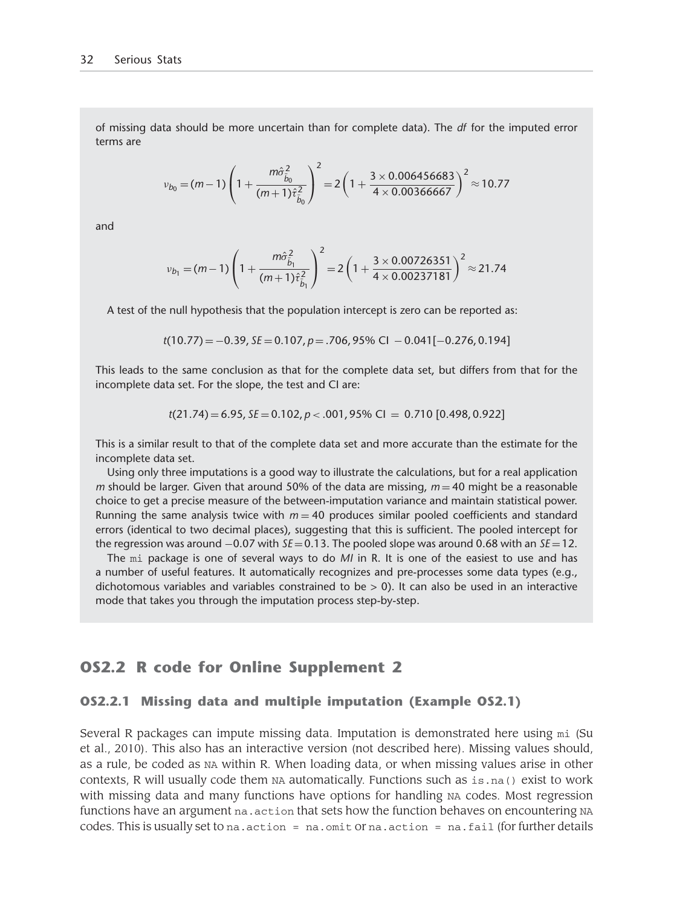of missing data should be more uncertain than for complete data). The *df* for the imputed error terms are

$$\nu_{b_0} = (m-1)\left(1 + \frac{m\hat{\sigma}^2_{\hat{b}_0}}{(m+1)\hat{\tau}^2_{\hat{b}_0}}\right)^2 = 2\left(1 + \frac{3 \times 0.006456683}{4 \times 0.00366667}\right)^2 \approx 10.77$$

and

$$\nu_{b_1} = (m-1)\left(1 + \frac{m\hat{\sigma}^2_{\hat{b}_1}}{(m+1)\hat{\tau}^2_{\hat{b}_1}}\right)^2 = 2\left(1 + \frac{3 \times 0.00726351}{4 \times 0.00237181}\right)^2 \approx 21.74$$

A test of the null hypothesis that the population intercept is zero can be reported as:

$$t(10.77) = -0.39, SE = 0.107, p = .706, 95\% \text{ CI } -0.041[-0.276, 0.194]$$

This leads to the same conclusion as that for the complete data set, but differs from that for the incomplete data set. For the slope, the test and CI are:

$$t(21.74) = 6.95, SE = 0.102, p < .001, 95\% \text{ CI } = 0.710\ [0.498, 0.922]$$

This is a similar result to that of the complete data set and more accurate than the estimate for the incomplete data set.

Using only three imputations is a good way to illustrate the calculations, but for a real application $m$ should be larger. Given that around 50% of the data are missing, $m = 40$ might be a reasonable choice to get a precise measure of the between-imputation variance and maintain statistical power. Running the same analysis twice with $m = 40$ produces similar pooled coefficients and standard errors (identical to two decimal places), suggesting that this is sufficient. The pooled intercept for the regression was around $-0.07$ with $SE = 0.13$. The pooled slope was around 0.68 with an $SE = 12$.

The `mi` package is one of several ways to do *MI* in R. It is one of the easiest to use and has a number of useful features. It automatically recognizes and pre-processes some data types (e.g., dichotomous variables and variables constrained to be > 0). It can also be used in an interactive mode that takes you through the imputation process step-by-step.

## OS2.2 R code for Online Supplement 2

### OS2.2.1 Missing data and multiple imputation (Example OS2.1)

Several R packages can impute missing data. Imputation is demonstrated here using `mi` (Su et al., 2010). This also has an interactive version (not described here). Missing values should, as a rule, be coded as `NA` within R. When loading data, or when missing values arise in other contexts, R will usually code them `NA` automatically. Functions such as `is.na()` exist to work with missing data and many functions have options for handling `NA` codes. Most regression functions have an argument `na.action` that sets how the function behaves on encountering `NA` codes. This is usually set to `na.action = na.omit` or `na.action = na.fail` (for further details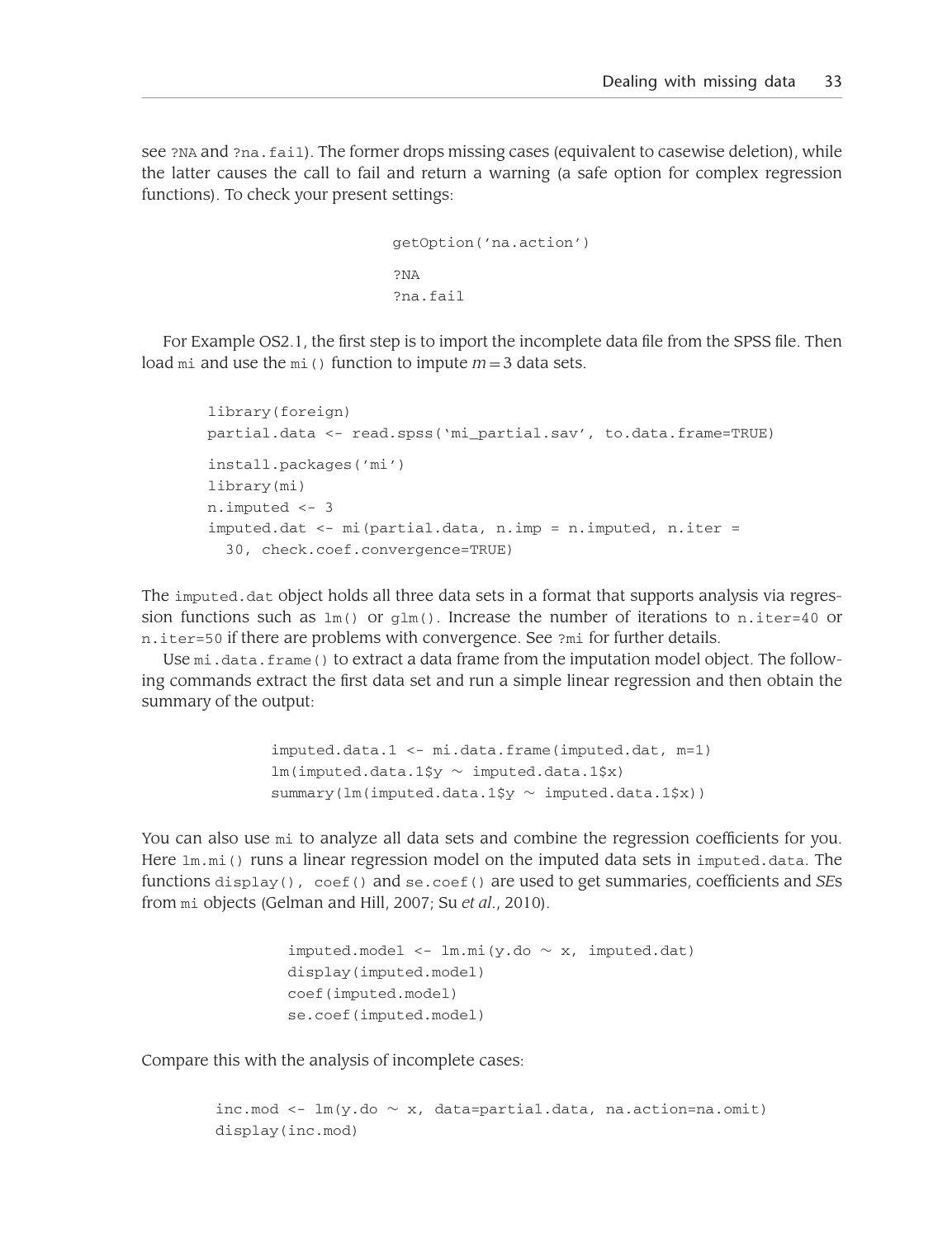see `?NA` and `?na.fail`). The former drops missing cases (equivalent to casewise deletion), while the latter causes the call to fail and return a warning (a safe option for complex regression functions). To check your present settings:

```
getOption('na.action')
?NA
?na.fail
```

For Example OS2.1, the first step is to import the incomplete data file from the SPSS file. Then load `mi` and use the `mi()` function to impute $m = 3$ data sets.

```
library(foreign)
partial.data <- read.spss('mi_partial.sav', to.data.frame=TRUE)
install.packages('mi')
library(mi)
n.imputed <- 3
imputed.dat <- mi(partial.data, n.imp = n.imputed, n.iter =
  30, check.coef.convergence=TRUE)
```

The `imputed.dat` object holds all three data sets in a format that supports analysis via regression functions such as `lm()` or `glm()`. Increase the number of iterations to `n.iter=40` or `n.iter=50` if there are problems with convergence. See `?mi` for further details.

Use `mi.data.frame()` to extract a data frame from the imputation model object. The following commands extract the first data set and run a simple linear regression and then obtain the summary of the output:

```
imputed.data.1 <- mi.data.frame(imputed.dat, m=1)
lm(imputed.data.1$y ~ imputed.data.1$x)
summary(lm(imputed.data.1$y ~ imputed.data.1$x))
```

You can also use `mi` to analyze all data sets and combine the regression coefficients for you. Here `lm.mi()` runs a linear regression model on the imputed data sets in `imputed.data`. The functions `display()`, `coef()` and `se.coef()` are used to get summaries, coefficients and *SE*s from `mi` objects (Gelman and Hill, 2007; Su *et al.*, 2010).

```
imputed.model <- lm.mi(y.do ~ x, imputed.dat)
display(imputed.model)
coef(imputed.model)
se.coef(imputed.model)
```

Compare this with the analysis of incomplete cases:

```
inc.mod <- lm(y.do ~ x, data=partial.data, na.action=na.omit)
display(inc.mod)
```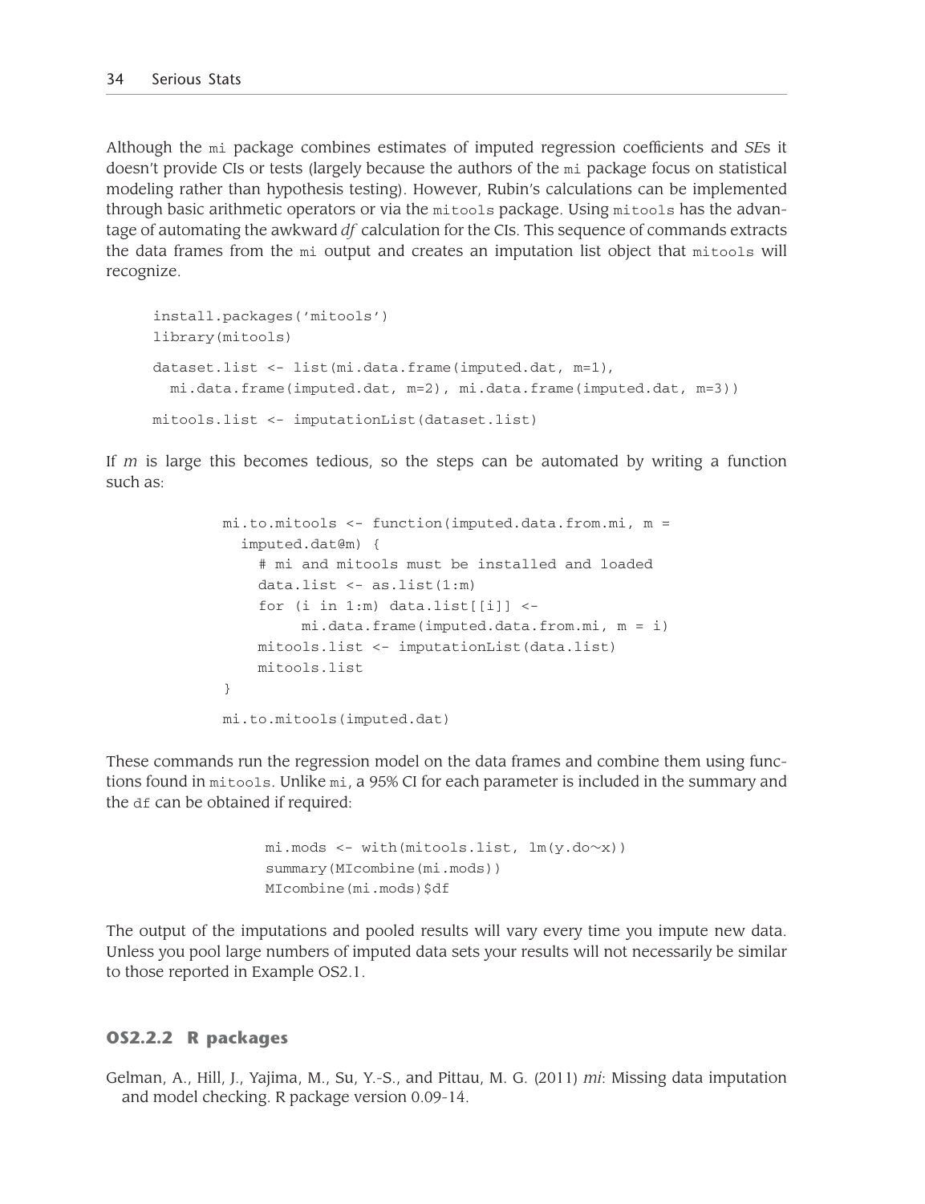Although the `mi` package combines estimates of imputed regression coefficients and *SE*s it doesn't provide CIs or tests (largely because the authors of the `mi` package focus on statistical modeling rather than hypothesis testing). However, Rubin's calculations can be implemented through basic arithmetic operators or via the `mitools` package. Using `mitools` has the advantage of automating the awkward *df* calculation for the CIs. This sequence of commands extracts the data frames from the `mi` output and creates an imputation list object that `mitools` will recognize.

```
install.packages('mitools')
library(mitools)

dataset.list <- list(mi.data.frame(imputed.dat, m=1),
  mi.data.frame(imputed.dat, m=2), mi.data.frame(imputed.dat, m=3))

mitools.list <- imputationList(dataset.list)
```

If *m* is large this becomes tedious, so the steps can be automated by writing a function such as:

```
mi.to.mitools <- function(imputed.data.from.mi, m =
  imputed.dat@m) {
    # mi and mitools must be installed and loaded
    data.list <- as.list(1:m)
    for (i in 1:m) data.list[[i]] <-
         mi.data.frame(imputed.data.from.mi, m = i)
    mitools.list <- imputationList(data.list)
    mitools.list
}

mi.to.mitools(imputed.dat)
```

These commands run the regression model on the data frames and combine them using functions found in `mitools`. Unlike `mi`, a 95% CI for each parameter is included in the summary and the `df` can be obtained if required:

```
mi.mods <- with(mitools.list, lm(y.do~x))
summary(MIcombine(mi.mods))
MIcombine(mi.mods)$df
```

The output of the imputations and pooled results will vary every time you impute new data. Unless you pool large numbers of imputed data sets your results will not necessarily be similar to those reported in Example OS2.1.

### OS2.2.2 R packages

Gelman, A., Hill, J., Yajima, M., Su, Y.-S., and Pittau, M. G. (2011) *mi*: Missing data imputation and model checking. R package version 0.09-14.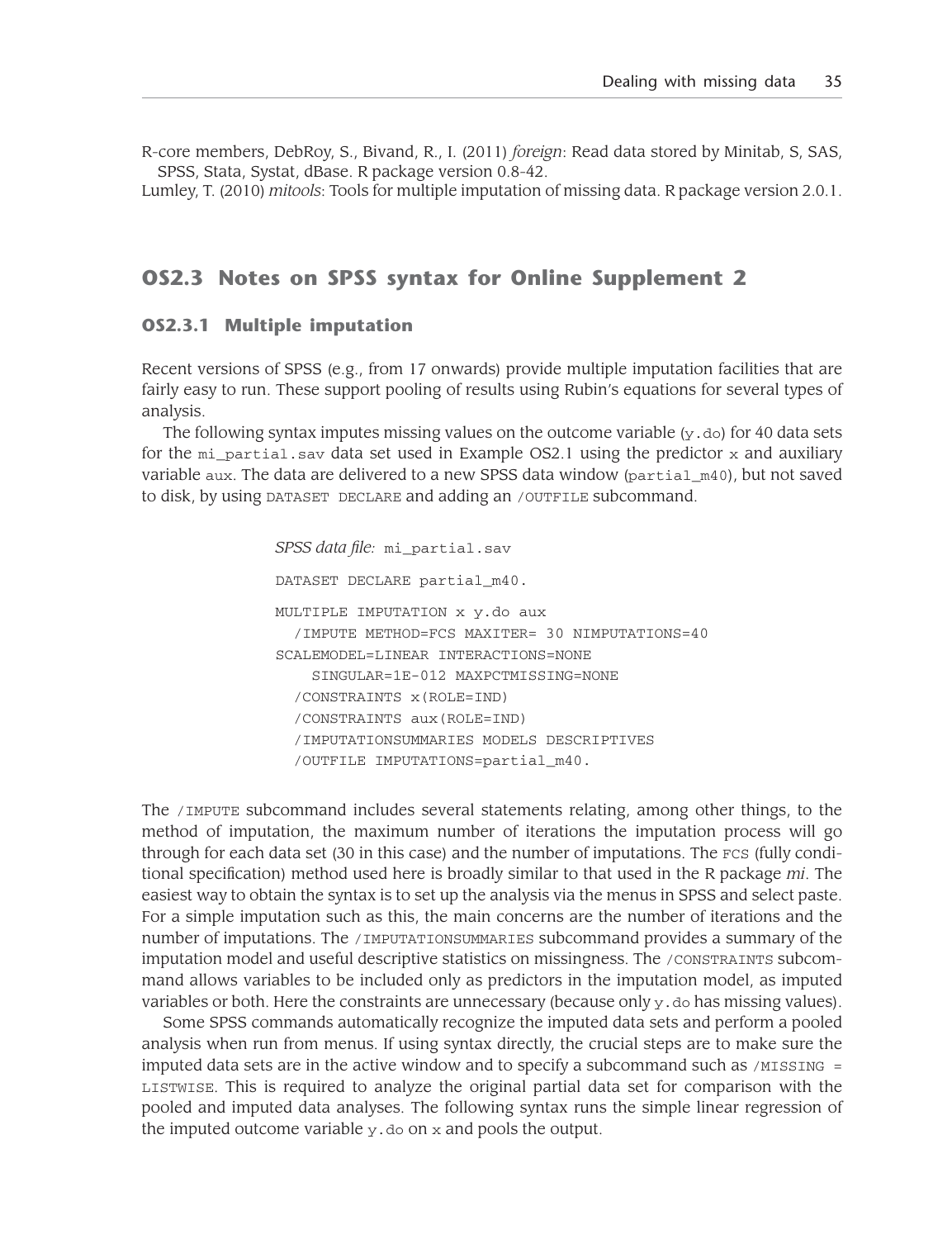R-core members, DebRoy, S., Bivand, R., I. (2011) *foreign*: Read data stored by Minitab, S, SAS, SPSS, Stata, Systat, dBase. R package version 0.8-42.

Lumley, T. (2010) *mitools*: Tools for multiple imputation of missing data. R package version 2.0.1.

## OS2.3 Notes on SPSS syntax for Online Supplement 2

### OS2.3.1 Multiple imputation

Recent versions of SPSS (e.g., from 17 onwards) provide multiple imputation facilities that are fairly easy to run. These support pooling of results using Rubin's equations for several types of analysis.

The following syntax imputes missing values on the outcome variable (`y.do`) for 40 data sets for the `mi_partial.sav` data set used in Example OS2.1 using the predictor `x` and auxiliary variable `aux`. The data are delivered to a new SPSS data window (`partial_m40`), but not saved to disk, by using `DATASET DECLARE` and adding an `/OUTFILE` subcommand.

*SPSS data file:* `mi_partial.sav`

```
DATASET DECLARE partial_m40.

MULTIPLE IMPUTATION x y.do aux
  /IMPUTE METHOD=FCS MAXITER= 30 NIMPUTATIONS=40
SCALEMODEL=LINEAR INTERACTIONS=NONE
    SINGULAR=1E-012 MAXPCTMISSING=NONE
  /CONSTRAINTS x(ROLE=IND)
  /CONSTRAINTS aux(ROLE=IND)
  /IMPUTATIONSUMMARIES MODELS DESCRIPTIVES
  /OUTFILE IMPUTATIONS=partial_m40.
```

The `/IMPUTE` subcommand includes several statements relating, among other things, to the method of imputation, the maximum number of iterations the imputation process will go through for each data set (30 in this case) and the number of imputations. The `FCS` (fully conditional specification) method used here is broadly similar to that used in the R package *mi*. The easiest way to obtain the syntax is to set up the analysis via the menus in SPSS and select paste. For a simple imputation such as this, the main concerns are the number of iterations and the number of imputations. The `/IMPUTATIONSUMMARIES` subcommand provides a summary of the imputation model and useful descriptive statistics on missingness. The `/CONSTRAINTS` subcommand allows variables to be included only as predictors in the imputation model, as imputed variables or both. Here the constraints are unnecessary (because only `y.do` has missing values).

Some SPSS commands automatically recognize the imputed data sets and perform a pooled analysis when run from menus. If using syntax directly, the crucial steps are to make sure the imputed data sets are in the active window and to specify a subcommand such as `/MISSING = LISTWISE`. This is required to analyze the original partial data set for comparison with the pooled and imputed data analyses. The following syntax runs the simple linear regression of the imputed outcome variable `y.do` on `x` and pools the output.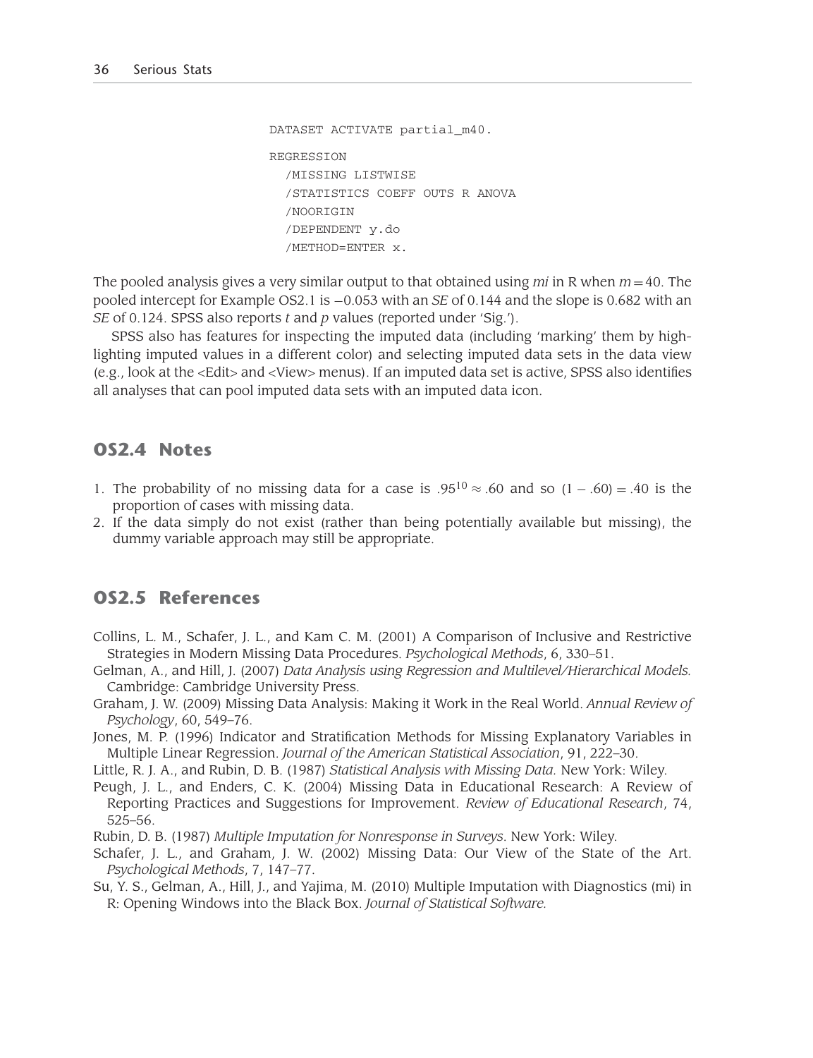```
DATASET ACTIVATE partial_m40.

REGRESSION
  /MISSING LISTWISE
  /STATISTICS COEFF OUTS R ANOVA
  /NOORIGIN
  /DEPENDENT y.do
  /METHOD=ENTER x.
```

The pooled analysis gives a very similar output to that obtained using *mi* in R when $m = 40$. The pooled intercept for Example OS2.1 is $-0.053$ with an *SE* of 0.144 and the slope is 0.682 with an *SE* of 0.124. SPSS also reports *t* and *p* values (reported under 'Sig.').

SPSS also has features for inspecting the imputed data (including 'marking' them by highlighting imputed values in a different color) and selecting imputed data sets in the data view (e.g., look at the <Edit> and <View> menus). If an imputed data set is active, SPSS also identifies all analyses that can pool imputed data sets with an imputed data icon.

## OS2.4 Notes

1. The probability of no missing data for a case is $.95^{10} \approx .60$ and so $(1 - .60) = .40$ is the proportion of cases with missing data.
2. If the data simply do not exist (rather than being potentially available but missing), the dummy variable approach may still be appropriate.

## OS2.5 References

Collins, L. M., Schafer, J. L., and Kam C. M. (2001) A Comparison of Inclusive and Restrictive Strategies in Modern Missing Data Procedures. *Psychological Methods*, 6, 330–51.

Gelman, A., and Hill, J. (2007) *Data Analysis using Regression and Multilevel/Hierarchical Models.* Cambridge: Cambridge University Press.

Graham, J. W. (2009) Missing Data Analysis: Making it Work in the Real World. *Annual Review of Psychology*, 60, 549–76.

Jones, M. P. (1996) Indicator and Stratification Methods for Missing Explanatory Variables in Multiple Linear Regression. *Journal of the American Statistical Association*, 91, 222–30.

Little, R. J. A., and Rubin, D. B. (1987) *Statistical Analysis with Missing Data.* New York: Wiley.

Peugh, J. L., and Enders, C. K. (2004) Missing Data in Educational Research: A Review of Reporting Practices and Suggestions for Improvement. *Review of Educational Research*, 74, 525–56.

Rubin, D. B. (1987) *Multiple Imputation for Nonresponse in Surveys*. New York: Wiley.

Schafer, J. L., and Graham, J. W. (2002) Missing Data: Our View of the State of the Art. *Psychological Methods*, 7, 147–77.

Su, Y. S., Gelman, A., Hill, J., and Yajima, M. (2010) Multiple Imputation with Diagnostics (mi) in R: Opening Windows into the Black Box. *Journal of Statistical Software.*